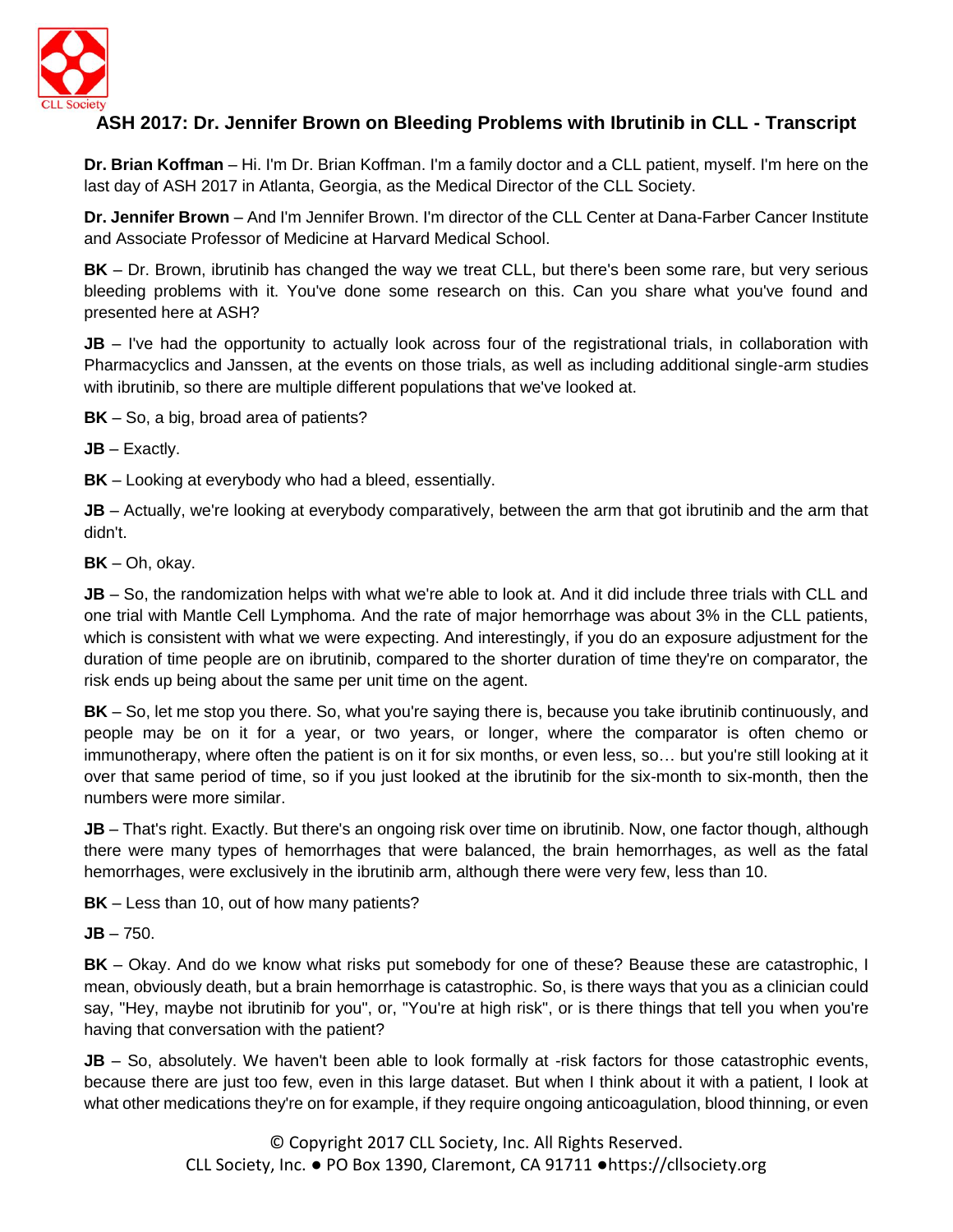# ASH 2017: Dr. Jennifer Brown on Bleeding Problems with Ibrutinib in CLL - Transcript

**Dr. Brian Koffman** – Hi. I'm Dr. Brian Koffman. I'm a family doctor and a CLL patient, myself. I'm here on the last day of ASH 2017 in Atlanta, Georgia, as the Medical Director of the CLL Society.

**Dr. Jennifer Brown** – And I'm Jennifer Brown. I'm director of the CLL Center at Dana-Farber Cancer Institute and Associate Professor of Medicine at Harvard Medical School.

**BK** – Dr. Brown, ibrutinib has changed the way we treat CLL, but there's been some rare, but very serious bleeding problems with it. You've done some research on this. Can you share what you've found and presented here at ASH?

**JB** – I've had the opportunity to actually look across four of the registrational trials, in collaboration with Pharmacyclics and Janssen, at the events on those trials, as well as including additional single-arm studies with ibrutinib, so there are multiple different populations that we've looked at.

**BK** – So, a big, broad area of patients?

**JB** – Exactly.

**BK** – Looking at everybody who had a bleed, essentially.

**JB** – Actually, we're looking at everybody comparatively, between the arm that got ibrutinib and the arm that didn't.

**BK** – Oh, okay.

**JB** – So, the randomization helps with what we're able to look at. And it did include three trials with CLL and one trial with Mantle Cell Lymphoma. And the rate of major hemorrhage was about 3% in the CLL patients, which is consistent with what we were expecting. And interestingly, if you do an exposure adjustment for the duration of time people are on ibrutinib, compared to the shorter duration of time they're on comparator, the risk ends up being about the same per unit time on the agent.

**BK** – So, let me stop you there. So, what you're saying there is, because you take ibrutinib continuously, and people may be on it for a year, or two years, or longer, where the comparator is often chemo or immunotherapy, where often the patient is on it for six months, or even less, so… but you're still looking at it over that same period of time, so if you just looked at the ibrutinib for the six-month to six-month, then the numbers were more similar.

**JB** – That's right. Exactly. But there's an ongoing risk over time on ibrutinib. Now, one factor though, although there were many types of hemorrhages that were balanced, the brain hemorrhages, as well as the fatal hemorrhages, were exclusively in the ibrutinib arm, although there were very few, less than 10.

**BK** – Less than 10, out of how many patients?

**JB** – 750.

**BK** – Okay. And do we know what risks put somebody for one of these? Beause these are catastrophic, I mean, obviously death, but a brain hemorrhage is catastrophic. So, is there ways that you as a clinician could say, "Hey, maybe not ibrutinib for you", or, "You're at high risk", or is there things that tell you when you're having that conversation with the patient?

**JB** – So, absolutely. We haven't been able to look formally at -risk factors for those catastrophic events, because there are just too few, even in this large dataset. But when I think about it with a patient, I look at what other medications they're on for example, if they require ongoing anticoagulation, blood thinning, or even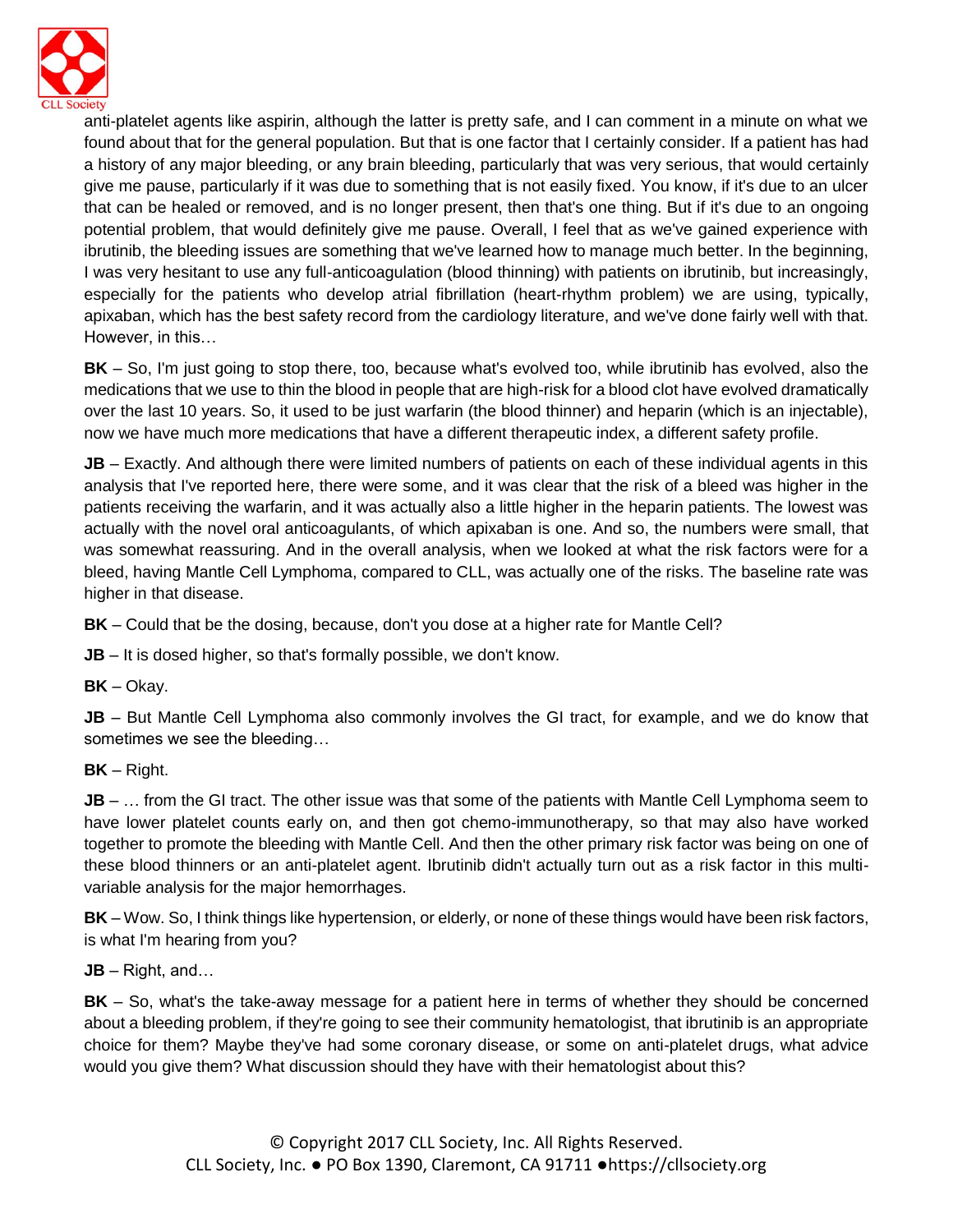anti-platelet agents like aspirin, although the latter is pretty safe, and I can comment in a minute on what we found about that for the general population. But that is one factor that I certainly consider. If a patient has had a history of any major bleeding, or any brain bleeding, particularly that was very serious, that would certainly give me pause, particularly if it was due to something that is not easily fixed. You know, if it's due to an ulcer that can be healed or removed, and is no longer present, then that's one thing. But if it's due to an ongoing potential problem, that would definitely give me pause. Overall, I feel that as we've gained experience with ibrutinib, the bleeding issues are something that we've learned how to manage much better. In the beginning, I was very hesitant to use any full-anticoagulation (blood thinning) with patients on ibrutinib, but increasingly, especially for the patients who develop atrial fibrillation (heart-rhythm problem) we are using, typically, apixaban, which has the best safety record from the cardiology literature, and we've done fairly well with that. However, in this…

**BK** – So, I'm just going to stop there, too, because what's evolved too, while ibrutinib has evolved, also the medications that we use to thin the blood in people that are high-risk for a blood clot have evolved dramatically over the last 10 years. So, it used to be just warfarin (the blood thinner) and heparin (which is an injectable), now we have much more medications that have a different therapeutic index, a different safety profile.

**JB** – Exactly. And although there were limited numbers of patients on each of these individual agents in this analysis that I've reported here, there were some, and it was clear that the risk of a bleed was higher in the patients receiving the warfarin, and it was actually also a little higher in the heparin patients. The lowest was actually with the novel oral anticoagulants, of which apixaban is one. And so, the numbers were small, that was somewhat reassuring. And in the overall analysis, when we looked at what the risk factors were for a bleed, having Mantle Cell Lymphoma, compared to CLL, was actually one of the risks. The baseline rate was higher in that disease.

**BK** – Could that be the dosing, because, don't you dose at a higher rate for Mantle Cell?

**JB** – It is dosed higher, so that's formally possible, we don't know.

**BK** – Okay.

**JB** – But Mantle Cell Lymphoma also commonly involves the GI tract, for example, and we do know that sometimes we see the bleeding…

**BK** – Right.

**JB** – … from the GI tract. The other issue was that some of the patients with Mantle Cell Lymphoma seem to have lower platelet counts early on, and then got chemo-immunotherapy, so that may also have worked together to promote the bleeding with Mantle Cell. And then the other primary risk factor was being on one of these blood thinners or an anti-platelet agent. Ibrutinib didn't actually turn out as a risk factor in this multi-variable analysis for the major hemorrhages.

**BK** – Wow. So, I think things like hypertension, or elderly, or none of these things would have been risk factors, is what I'm hearing from you?

**JB** – Right, and…

**BK** – So, what's the take-away message for a patient here in terms of whether they should be concerned about a bleeding problem, if they're going to see their community hematologist, that ibrutinib is an appropriate choice for them? Maybe they've had some coronary disease, or some on anti-platelet drugs, what advice would you give them? What discussion should they have with their hematologist about this?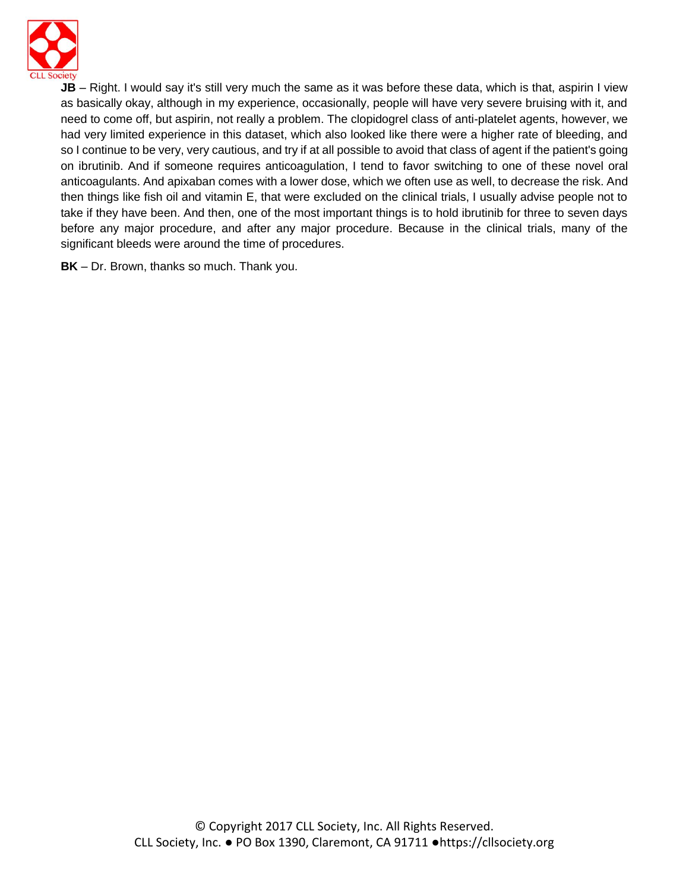**JB** – Right. I would say it's still very much the same as it was before these data, which is that, aspirin I view as basically okay, although in my experience, occasionally, people will have very severe bruising with it, and need to come off, but aspirin, not really a problem. The clopidogrel class of anti-platelet agents, however, we had very limited experience in this dataset, which also looked like there were a higher rate of bleeding, and so I continue to be very, very cautious, and try if at all possible to avoid that class of agent if the patient's going on ibrutinib. And if someone requires anticoagulation, I tend to favor switching to one of these novel oral anticoagulants. And apixaban comes with a lower dose, which we often use as well, to decrease the risk. And then things like fish oil and vitamin E, that were excluded on the clinical trials, I usually advise people not to take if they have been. And then, one of the most important things is to hold ibrutinib for three to seven days before any major procedure, and after any major procedure. Because in the clinical trials, many of the significant bleeds were around the time of procedures.

**BK** – Dr. Brown, thanks so much. Thank you.